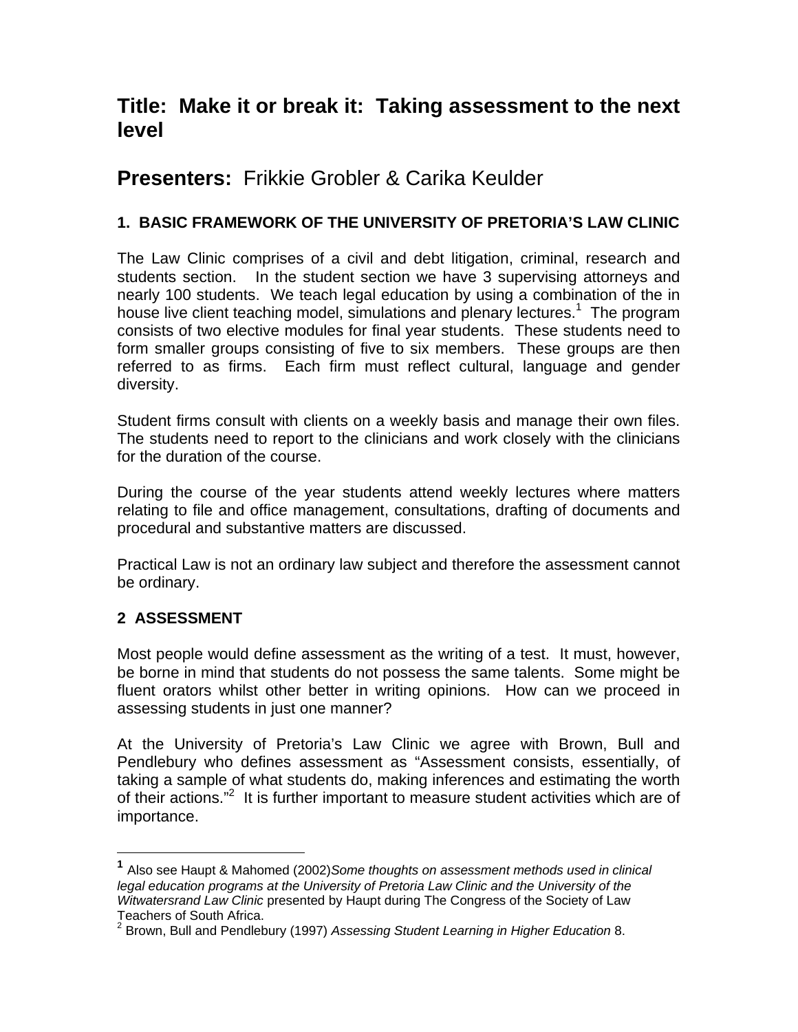# Title: Make it or break it: Taking assessment to the next level

# Presenters: Frikkie Grobler & Carika Keulder

### 1. BASIC FRAMEWORK OF THE UNIVERSITY OF PRETORIA'S LAW CLINIC

The Law Clinic comprises of a civil and debt litigation, criminal, research and students section. In the student section we have 3 supervising attorneys and nearly 100 students. We teach legal education by using a combination of the in house live client teaching model, simulations and plenary lectures.[1] The program consists of two elective modules for final year students. These students need to form smaller groups consisting of five to six members. These groups are then referred to as firms. Each firm must reflect cultural, language and gender diversity.

Student firms consult with clients on a weekly basis and manage their own files. The students need to report to the clinicians and work closely with the clinicians for the duration of the course.

During the course of the year students attend weekly lectures where matters relating to file and office management, consultations, drafting of documents and procedural and substantive matters are discussed.

Practical Law is not an ordinary law subject and therefore the assessment cannot be ordinary.

### 2 ASSESSMENT

Most people would define assessment as the writing of a test. It must, however, be borne in mind that students do not possess the same talents. Some might be fluent orators whilst other better in writing opinions. How can we proceed in assessing students in just one manner?

At the University of Pretoria's Law Clinic we agree with Brown, Bull and Pendlebury who defines assessment as "Assessment consists, essentially, of taking a sample of what students do, making inferences and estimating the worth of their actions."[2] It is further important to measure student activities which are of importance.

---

[1] Also see Haupt & Mahomed (2002)*Some thoughts on assessment methods used in clinical legal education programs at the University of Pretoria Law Clinic and the University of the Witwatersrand Law Clinic* presented by Haupt during The Congress of the Society of Law Teachers of South Africa.

[2] Brown, Bull and Pendlebury (1997) *Assessing Student Learning in Higher Education* 8.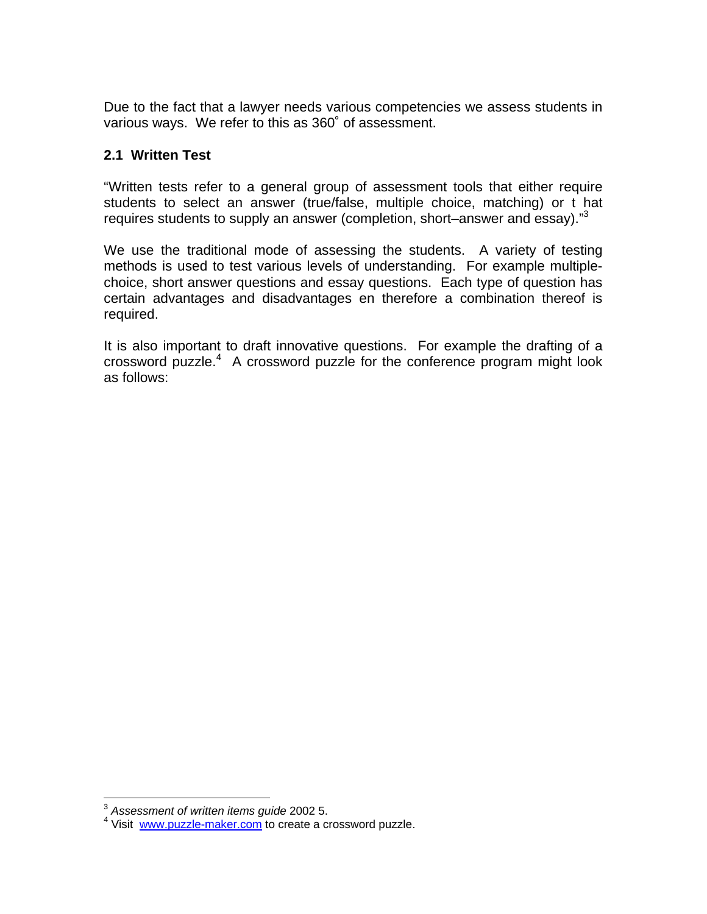Due to the fact that a lawyer needs various competencies we assess students in various ways. We refer to this as 360˚ of assessment.

### 2.1 Written Test

"Written tests refer to a general group of assessment tools that either require students to select an answer (true/false, multiple choice, matching) or t hat requires students to supply an answer (completion, short–answer and essay)."[3]

We use the traditional mode of assessing the students. A variety of testing methods is used to test various levels of understanding. For example multiple-choice, short answer questions and essay questions. Each type of question has certain advantages and disadvantages en therefore a combination thereof is required.

It is also important to draft innovative questions. For example the drafting of a crossword puzzle.[4] A crossword puzzle for the conference program might look as follows:

---

[3] *Assessment of written items guide* 2002 5.

[4] Visit www.puzzle-maker.com to create a crossword puzzle.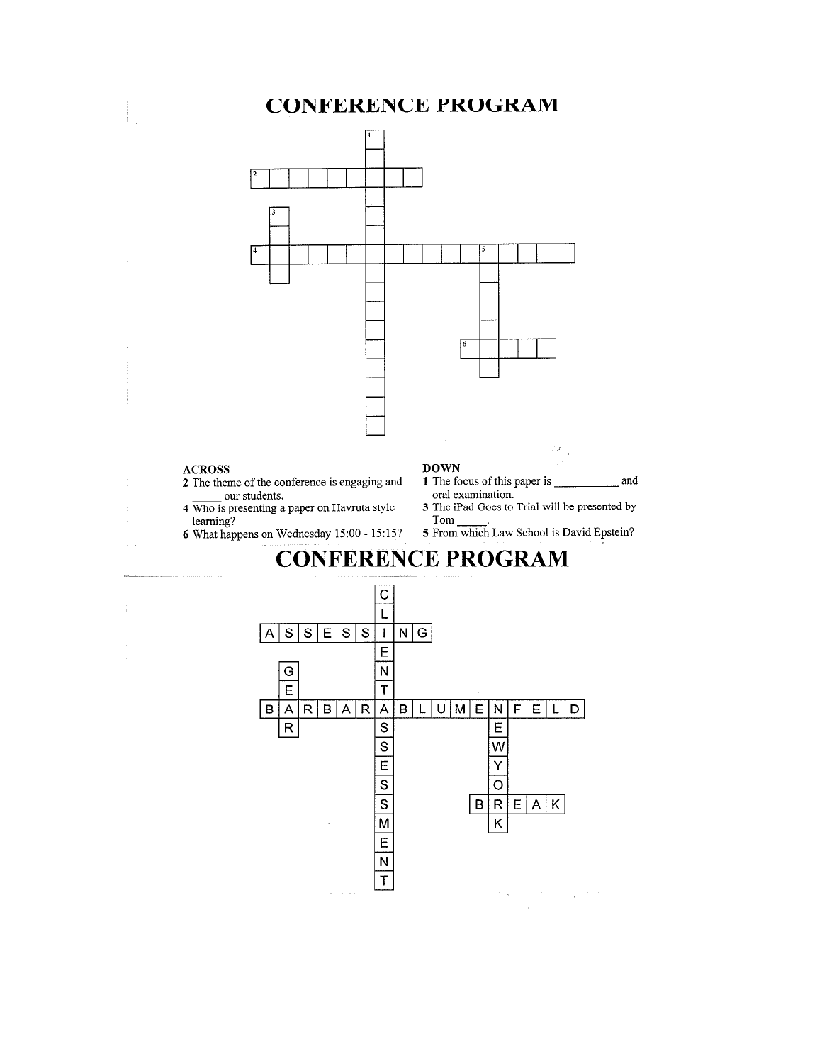# CONFERENCE PROGRAM

**ACROSS**

2 The theme of the conference is engaging and _____ our students.

4 Who is presenting a paper on Havruta style learning?

6 What happens on Wednesday 15:00 - 15:15?

**DOWN**

1 The focus of this paper is __________ and oral examination.

3 The iPad Goes to Trial will be presented by Tom _____.

5 From which Law School is David Epstein?

# CONFERENCE PROGRAM

**ACROSS**

2 ASSESSING

4 BARBARABLUMENFELD

6 BREAK

**DOWN**

1 CLIENTASSESSMENT

3 GEAR

5 NEWYORK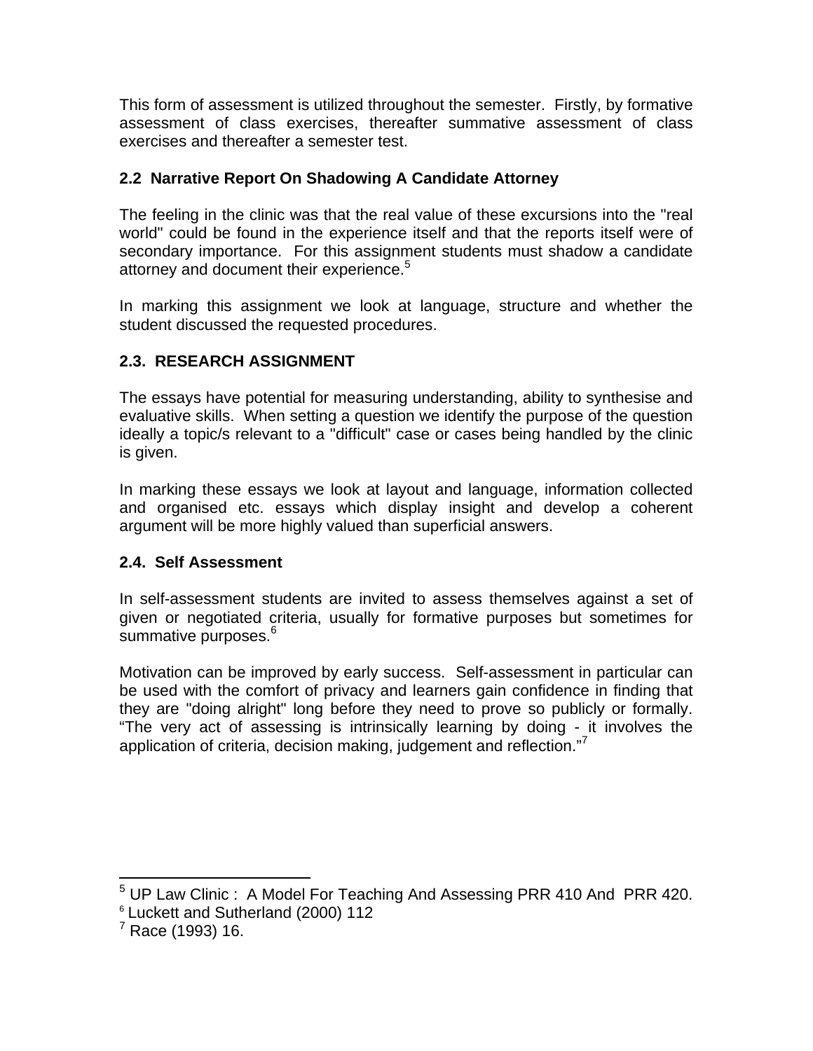This form of assessment is utilized throughout the semester. Firstly, by formative assessment of class exercises, thereafter summative assessment of class exercises and thereafter a semester test.

### 2.2 Narrative Report On Shadowing A Candidate Attorney

The feeling in the clinic was that the real value of these excursions into the "real world" could be found in the experience itself and that the reports itself were of secondary importance. For this assignment students must shadow a candidate attorney and document their experience.[5]

In marking this assignment we look at language, structure and whether the student discussed the requested procedures.

### 2.3. RESEARCH ASSIGNMENT

The essays have potential for measuring understanding, ability to synthesise and evaluative skills. When setting a question we identify the purpose of the question ideally a topic/s relevant to a "difficult" case or cases being handled by the clinic is given.

In marking these essays we look at layout and language, information collected and organised etc. essays which display insight and develop a coherent argument will be more highly valued than superficial answers.

### 2.4. Self Assessment

In self-assessment students are invited to assess themselves against a set of given or negotiated criteria, usually for formative purposes but sometimes for summative purposes.[6]

Motivation can be improved by early success. Self-assessment in particular can be used with the comfort of privacy and learners gain confidence in finding that they are "doing alright" long before they need to prove so publicly or formally. "The very act of assessing is intrinsically learning by doing - it involves the application of criteria, decision making, judgement and reflection."[7]

---

[5] UP Law Clinic : A Model For Teaching And Assessing PRR 410 And PRR 420.

[6] Luckett and Sutherland (2000) 112

[7] Race (1993) 16.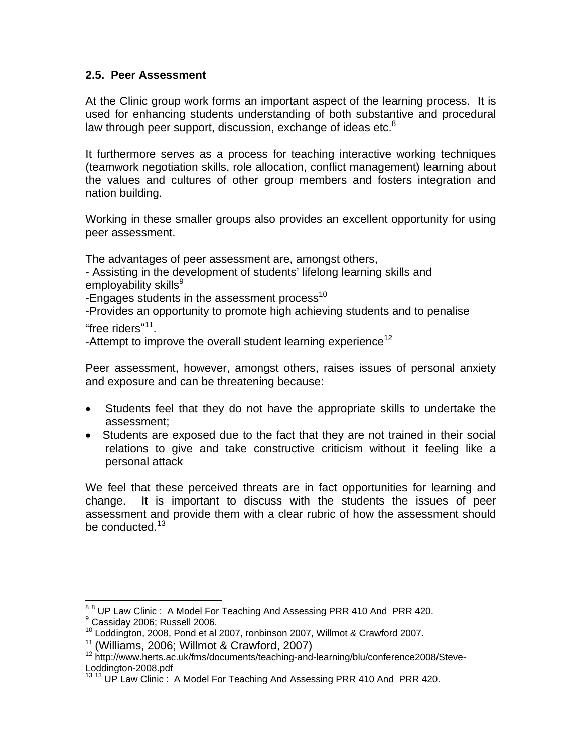### 2.5. Peer Assessment

At the Clinic group work forms an important aspect of the learning process. It is used for enhancing students understanding of both substantive and procedural law through peer support, discussion, exchange of ideas etc.[8]

It furthermore serves as a process for teaching interactive working techniques (teamwork negotiation skills, role allocation, conflict management) learning about the values and cultures of other group members and fosters integration and nation building.

Working in these smaller groups also provides an excellent opportunity for using peer assessment.

The advantages of peer assessment are, amongst others,
- Assisting in the development of students' lifelong learning skills and employability skills[9]
-Engages students in the assessment process[10]
-Provides an opportunity to promote high achieving students and to penalise "free riders"[11].
-Attempt to improve the overall student learning experience[12]

Peer assessment, however, amongst others, raises issues of personal anxiety and exposure and can be threatening because:

- Students feel that they do not have the appropriate skills to undertake the assessment;
- Students are exposed due to the fact that they are not trained in their social relations to give and take constructive criticism without it feeling like a personal attack

We feel that these perceived threats are in fact opportunities for learning and change. It is important to discuss with the students the issues of peer assessment and provide them with a clear rubric of how the assessment should be conducted.[13]

---

[8] [8] UP Law Clinic : A Model For Teaching And Assessing PRR 410 And PRR 420.
[9] Cassiday 2006; Russell 2006.
[10] Loddington, 2008, Pond et al 2007, ronbinson 2007, Willmot & Crawford 2007.
[11] (Williams, 2006; Willmot & Crawford, 2007)
[12] http://www.herts.ac.uk/fms/documents/teaching-and-learning/blu/conference2008/Steve-Loddington-2008.pdf
[13] [13] UP Law Clinic : A Model For Teaching And Assessing PRR 410 And PRR 420.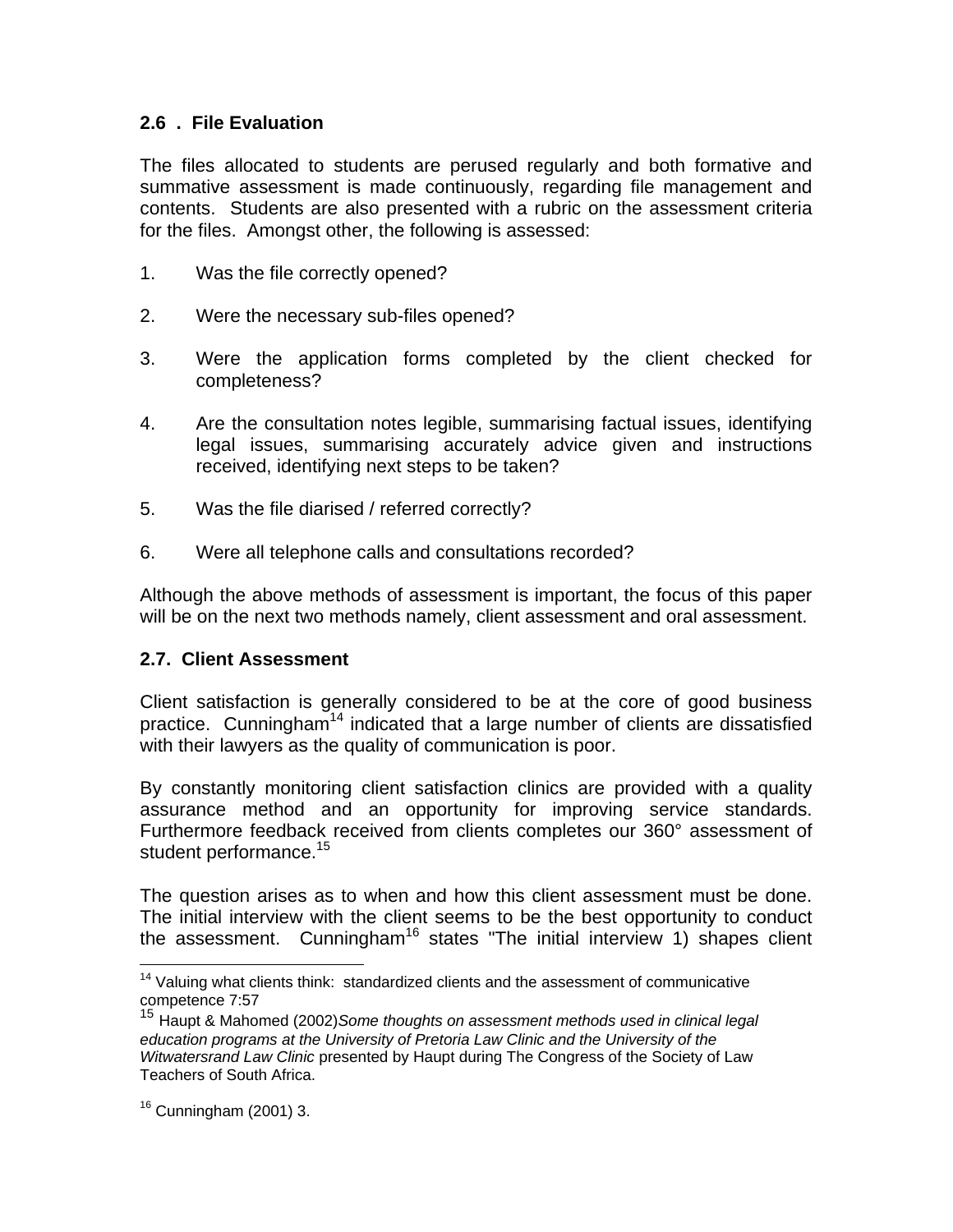## 2.6 . File Evaluation

The files allocated to students are perused regularly and both formative and summative assessment is made continuously, regarding file management and contents. Students are also presented with a rubric on the assessment criteria for the files. Amongst other, the following is assessed:

1. Was the file correctly opened?

2. Were the necessary sub-files opened?

3. Were the application forms completed by the client checked for completeness?

4. Are the consultation notes legible, summarising factual issues, identifying legal issues, summarising accurately advice given and instructions received, identifying next steps to be taken?

5. Was the file diarised / referred correctly?

6. Were all telephone calls and consultations recorded?

Although the above methods of assessment is important, the focus of this paper will be on the next two methods namely, client assessment and oral assessment.

## 2.7. Client Assessment

Client satisfaction is generally considered to be at the core of good business practice. Cunningham[14] indicated that a large number of clients are dissatisfied with their lawyers as the quality of communication is poor.

By constantly monitoring client satisfaction clinics are provided with a quality assurance method and an opportunity for improving service standards. Furthermore feedback received from clients completes our 360° assessment of student performance.[15]

The question arises as to when and how this client assessment must be done. The initial interview with the client seems to be the best opportunity to conduct the assessment. Cunningham[16] states "The initial interview 1) shapes client

---

[14] Valuing what clients think: standardized clients and the assessment of communicative competence 7:57

[15] Haupt & Mahomed (2002)*Some thoughts on assessment methods used in clinical legal education programs at the University of Pretoria Law Clinic and the University of the Witwatersrand Law Clinic* presented by Haupt during The Congress of the Society of Law Teachers of South Africa.

[16] Cunningham (2001) 3.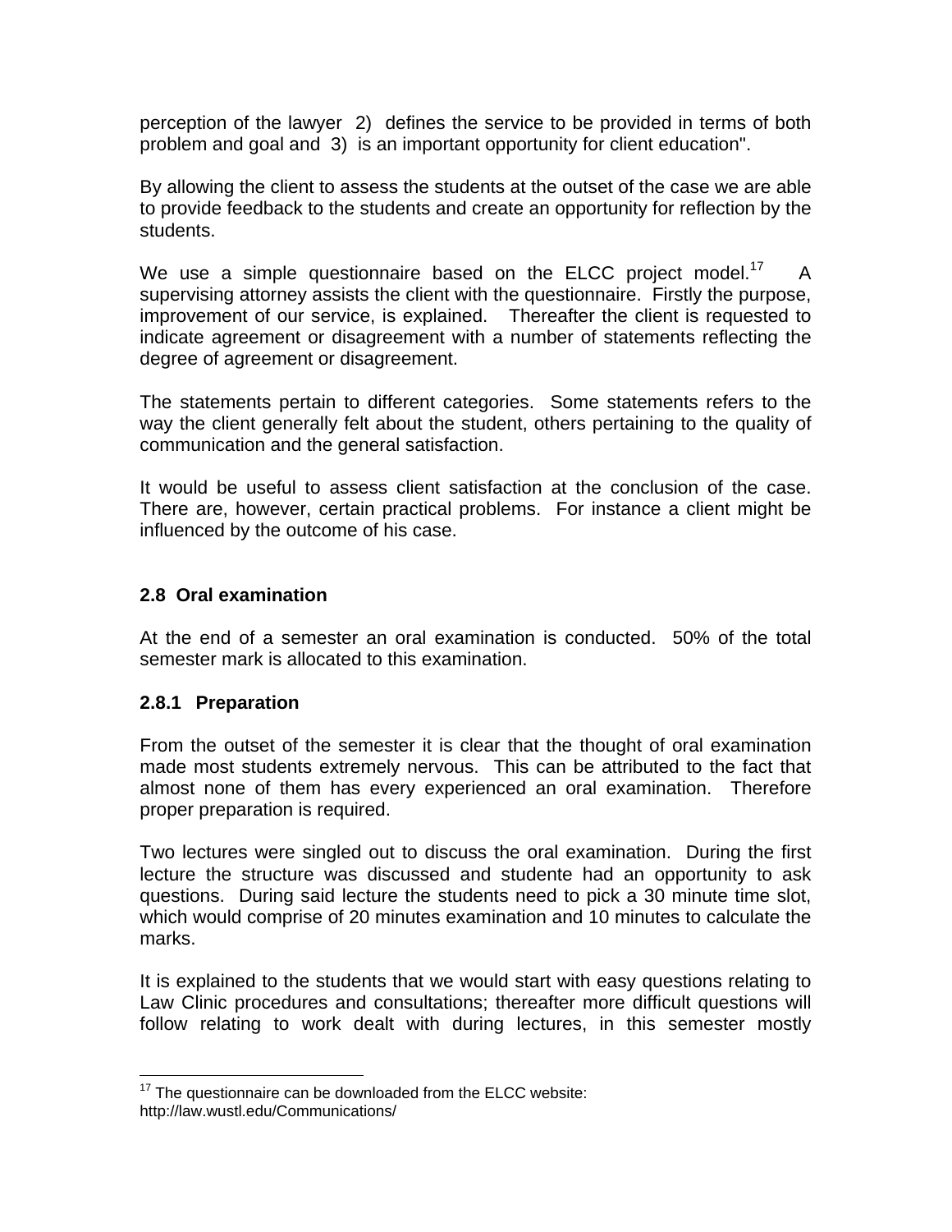perception of the lawyer 2) defines the service to be provided in terms of both problem and goal and 3) is an important opportunity for client education".

By allowing the client to assess the students at the outset of the case we are able to provide feedback to the students and create an opportunity for reflection by the students.

We use a simple questionnaire based on the ELCC project model.[17] A supervising attorney assists the client with the questionnaire. Firstly the purpose, improvement of our service, is explained. Thereafter the client is requested to indicate agreement or disagreement with a number of statements reflecting the degree of agreement or disagreement.

The statements pertain to different categories. Some statements refers to the way the client generally felt about the student, others pertaining to the quality of communication and the general satisfaction.

It would be useful to assess client satisfaction at the conclusion of the case. There are, however, certain practical problems. For instance a client might be influenced by the outcome of his case.

### 2.8 Oral examination

At the end of a semester an oral examination is conducted. 50% of the total semester mark is allocated to this examination.

#### 2.8.1 Preparation

From the outset of the semester it is clear that the thought of oral examination made most students extremely nervous. This can be attributed to the fact that almost none of them has every experienced an oral examination. Therefore proper preparation is required.

Two lectures were singled out to discuss the oral examination. During the first lecture the structure was discussed and studente had an opportunity to ask questions. During said lecture the students need to pick a 30 minute time slot, which would comprise of 20 minutes examination and 10 minutes to calculate the marks.

It is explained to the students that we would start with easy questions relating to Law Clinic procedures and consultations; thereafter more difficult questions will follow relating to work dealt with during lectures, in this semester mostly

---

[17] The questionnaire can be downloaded from the ELCC website: http://law.wustl.edu/Communications/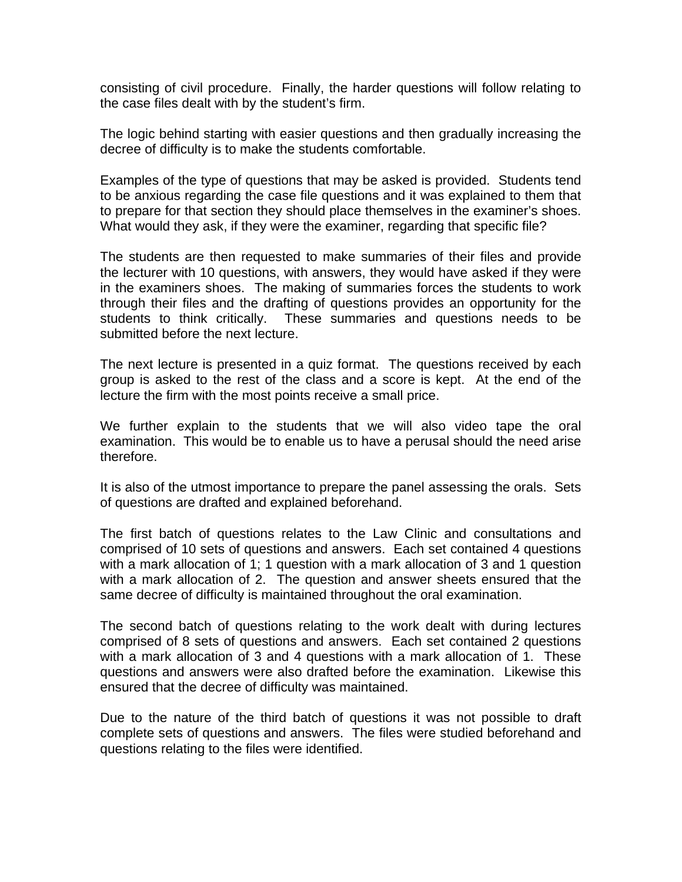consisting of civil procedure. Finally, the harder questions will follow relating to the case files dealt with by the student's firm.

The logic behind starting with easier questions and then gradually increasing the decree of difficulty is to make the students comfortable.

Examples of the type of questions that may be asked is provided. Students tend to be anxious regarding the case file questions and it was explained to them that to prepare for that section they should place themselves in the examiner's shoes. What would they ask, if they were the examiner, regarding that specific file?

The students are then requested to make summaries of their files and provide the lecturer with 10 questions, with answers, they would have asked if they were in the examiners shoes. The making of summaries forces the students to work through their files and the drafting of questions provides an opportunity for the students to think critically. These summaries and questions needs to be submitted before the next lecture.

The next lecture is presented in a quiz format. The questions received by each group is asked to the rest of the class and a score is kept. At the end of the lecture the firm with the most points receive a small price.

We further explain to the students that we will also video tape the oral examination. This would be to enable us to have a perusal should the need arise therefore.

It is also of the utmost importance to prepare the panel assessing the orals. Sets of questions are drafted and explained beforehand.

The first batch of questions relates to the Law Clinic and consultations and comprised of 10 sets of questions and answers. Each set contained 4 questions with a mark allocation of 1; 1 question with a mark allocation of 3 and 1 question with a mark allocation of 2. The question and answer sheets ensured that the same decree of difficulty is maintained throughout the oral examination.

The second batch of questions relating to the work dealt with during lectures comprised of 8 sets of questions and answers. Each set contained 2 questions with a mark allocation of 3 and 4 questions with a mark allocation of 1. These questions and answers were also drafted before the examination. Likewise this ensured that the decree of difficulty was maintained.

Due to the nature of the third batch of questions it was not possible to draft complete sets of questions and answers. The files were studied beforehand and questions relating to the files were identified.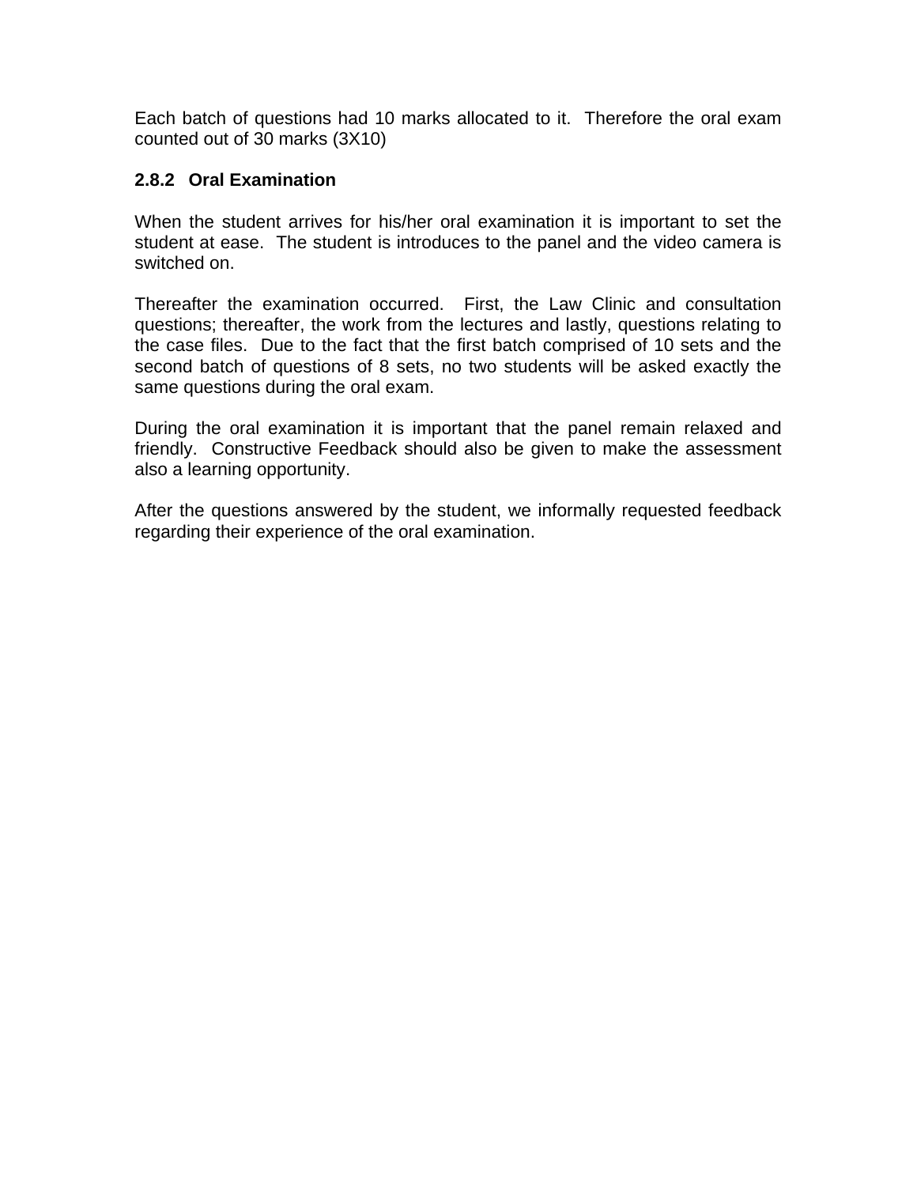Each batch of questions had 10 marks allocated to it. Therefore the oral exam counted out of 30 marks (3X10)

### 2.8.2 Oral Examination

When the student arrives for his/her oral examination it is important to set the student at ease. The student is introduces to the panel and the video camera is switched on.

Thereafter the examination occurred. First, the Law Clinic and consultation questions; thereafter, the work from the lectures and lastly, questions relating to the case files. Due to the fact that the first batch comprised of 10 sets and the second batch of questions of 8 sets, no two students will be asked exactly the same questions during the oral exam.

During the oral examination it is important that the panel remain relaxed and friendly. Constructive Feedback should also be given to make the assessment also a learning opportunity.

After the questions answered by the student, we informally requested feedback regarding their experience of the oral examination.